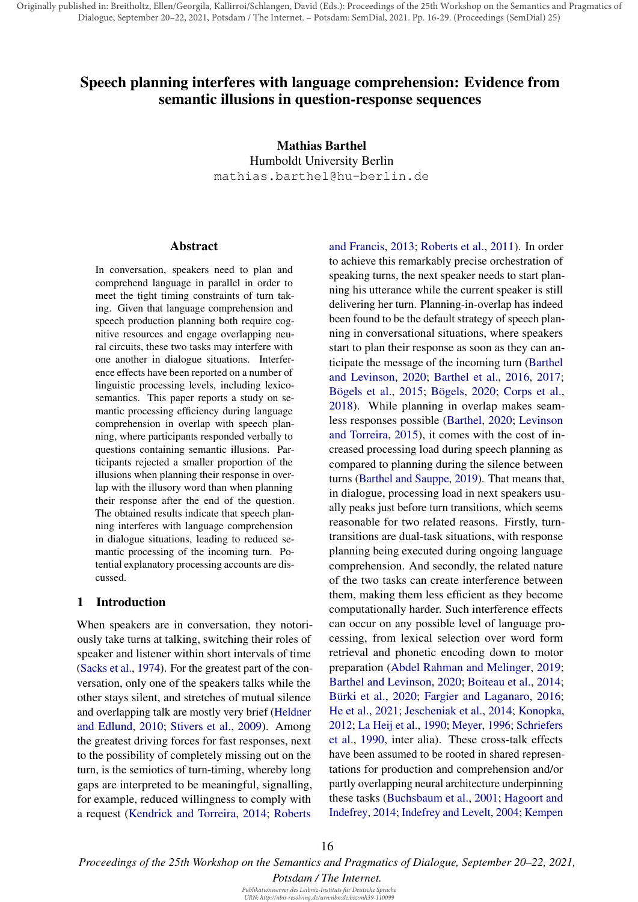# Speech planning interferes with language comprehension: Evidence from semantic illusions in question-response sequences

**Mathias Barthel**
Humboldt University Berlin
mathias.barthel@hu-berlin.de

## Abstract

In conversation, speakers need to plan and comprehend language in parallel in order to meet the tight timing constraints of turn taking. Given that language comprehension and speech production planning both require cognitive resources and engage overlapping neural circuits, these two tasks may interfere with one another in dialogue situations. Interference effects have been reported on a number of linguistic processing levels, including lexicosemantics. This paper reports a study on semantic processing efficiency during language comprehension in overlap with speech planning, where participants responded verbally to questions containing semantic illusions. Participants rejected a smaller proportion of the illusions when planning their response in overlap with the illusory word than when planning their response after the end of the question. The obtained results indicate that speech planning interferes with language comprehension in dialogue situations, leading to reduced semantic processing of the incoming turn. Potential explanatory processing accounts are discussed.

## 1 Introduction

When speakers are in conversation, they notoriously take turns at talking, switching their roles of speaker and listener within short intervals of time (Sacks et al., 1974). For the greatest part of the conversation, only one of the speakers talks while the other stays silent, and stretches of mutual silence and overlapping talk are mostly very brief (Heldner and Edlund, 2010; Stivers et al., 2009). Among the greatest driving forces for fast responses, next to the possibility of completely missing out on the turn, is the semiotics of turn-timing, whereby long gaps are interpreted to be meaningful, signalling, for example, reduced willingness to comply with a request (Kendrick and Torreira, 2014; Roberts and Francis, 2013; Roberts et al., 2011). In order to achieve this remarkably precise orchestration of speaking turns, the next speaker needs to start planning his utterance while the current speaker is still delivering her turn. Planning-in-overlap has indeed been found to be the default strategy of speech planning in conversational situations, where speakers start to plan their response as soon as they can anticipate the message of the incoming turn (Barthel and Levinson, 2020; Barthel et al., 2016, 2017; Bögels et al., 2015; Bögels, 2020; Corps et al., 2018). While planning in overlap makes seamless responses possible (Barthel, 2020; Levinson and Torreira, 2015), it comes with the cost of increased processing load during speech planning as compared to planning during the silence between turns (Barthel and Sauppe, 2019). That means that, in dialogue, processing load in next speakers usually peaks just before turn transitions, which seems reasonable for two related reasons. Firstly, turn-transitions are dual-task situations, with response planning being executed during ongoing language comprehension. And secondly, the related nature of the two tasks can create interference between them, making them less efficient as they become computationally harder. Such interference effects can occur on any possible level of language processing, from lexical selection over word form retrieval and phonetic encoding down to motor preparation (Abdel Rahman and Melinger, 2019; Barthel and Levinson, 2020; Boiteau et al., 2014; Bürki et al., 2020; Fargier and Laganaro, 2016; He et al., 2021; Jescheniak et al., 2014; Konopka, 2012; La Heij et al., 1990; Meyer, 1996; Schriefers et al., 1990, inter alia). These cross-talk effects have been assumed to be rooted in shared representations for production and comprehension and/or partly overlapping neural architecture underpinning these tasks (Buchsbaum et al., 2001; Hagoort and Indefrey, 2014; Indefrey and Levelt, 2004; Kempen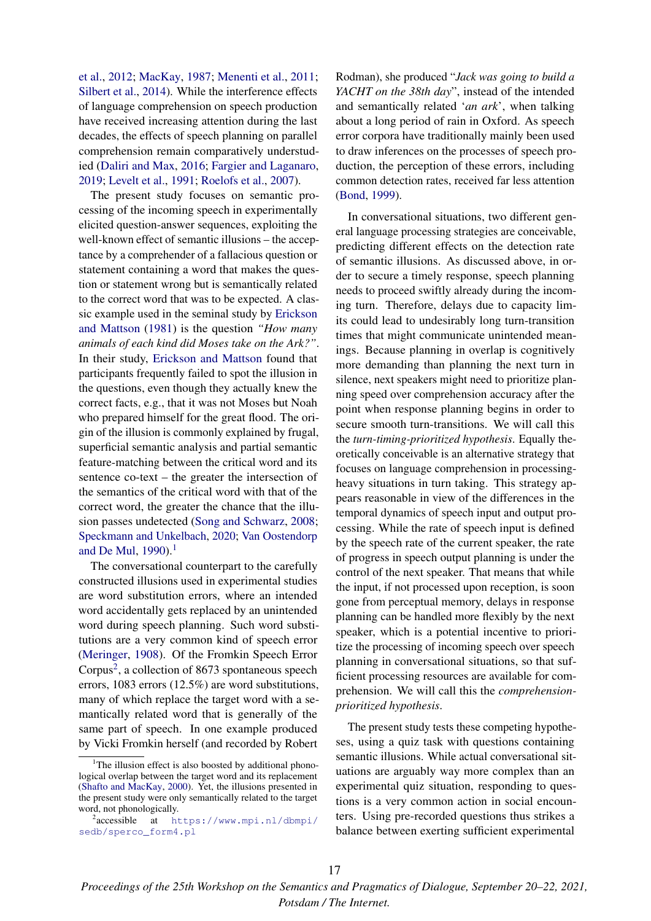et al., 2012; MacKay, 1987; Menenti et al., 2011; Silbert et al., 2014). While the interference effects of language comprehension on speech production have received increasing attention during the last decades, the effects of speech planning on parallel comprehension remain comparatively understudied (Daliri and Max, 2016; Fargier and Laganaro, 2019; Levelt et al., 1991; Roelofs et al., 2007).

The present study focuses on semantic processing of the incoming speech in experimentally elicited question-answer sequences, exploiting the well-known effect of semantic illusions – the acceptance by a comprehender of a fallacious question or statement containing a word that makes the question or statement wrong but is semantically related to the correct word that was to be expected. A classic example used in the seminal study by Erickson and Mattson (1981) is the question *"How many animals of each kind did Moses take on the Ark?"*. In their study, Erickson and Mattson found that participants frequently failed to spot the illusion in the questions, even though they actually knew the correct facts, e.g., that it was not Moses but Noah who prepared himself for the great flood. The origin of the illusion is commonly explained by frugal, superficial semantic analysis and partial semantic feature-matching between the critical word and its sentence co-text – the greater the intersection of the semantics of the critical word with that of the correct word, the greater the chance that the illusion passes undetected (Song and Schwarz, 2008; Speckmann and Unkelbach, 2020; Van Oostendorp and De Mul, 1990).[1]

The conversational counterpart to the carefully constructed illusions used in experimental studies are word substitution errors, where an intended word accidentally gets replaced by an unintended word during speech planning. Such word substitutions are a very common kind of speech error (Meringer, 1908). Of the Fromkin Speech Error Corpus[2], a collection of 8673 spontaneous speech errors, 1083 errors (12.5%) are word substitutions, many of which replace the target word with a semantically related word that is generally of the same part of speech. In one example produced by Vicki Fromkin herself (and recorded by Robert Rodman), she produced "*Jack was going to build a YACHT on the 38th day*", instead of the intended and semantically related '*an ark*', when talking about a long period of rain in Oxford. As speech error corpora have traditionally mainly been used to draw inferences on the processes of speech production, the perception of these errors, including common detection rates, received far less attention (Bond, 1999).

In conversational situations, two different general language processing strategies are conceivable, predicting different effects on the detection rate of semantic illusions. As discussed above, in order to secure a timely response, speech planning needs to proceed swiftly already during the incoming turn. Therefore, delays due to capacity limits could lead to undesirably long turn-transition times that might communicate unintended meanings. Because planning in overlap is cognitively more demanding than planning the next turn in silence, next speakers might need to prioritize planning speed over comprehension accuracy after the point when response planning begins in order to secure smooth turn-transitions. We will call this the *turn-timing-prioritized hypothesis*. Equally theoretically conceivable is an alternative strategy that focuses on language comprehension in processing-heavy situations in turn taking. This strategy appears reasonable in view of the differences in the temporal dynamics of speech input and output processing. While the rate of speech input is defined by the speech rate of the current speaker, the rate of progress in speech output planning is under the control of the next speaker. That means that while the input, if not processed upon reception, is soon gone from perceptual memory, delays in response planning can be handled more flexibly by the next speaker, which is a potential incentive to prioritize the processing of incoming speech over speech planning in conversational situations, so that sufficient processing resources are available for comprehension. We will call this the *comprehension-prioritized hypothesis*.

The present study tests these competing hypotheses, using a quiz task with questions containing semantic illusions. While actual conversational situations are arguably way more complex than an experimental quiz situation, responding to questions is a very common action in social encounters. Using pre-recorded questions thus strikes a balance between exerting sufficient experimental

[1] The illusion effect is also boosted by additional phonological overlap between the target word and its replacement (Shafto and MacKay, 2000). Yet, the illusions presented in the present study were only semantically related to the target word, not phonologically.

[2] accessible at https://www.mpi.nl/dbmpi/sedb/sperco_form4.pl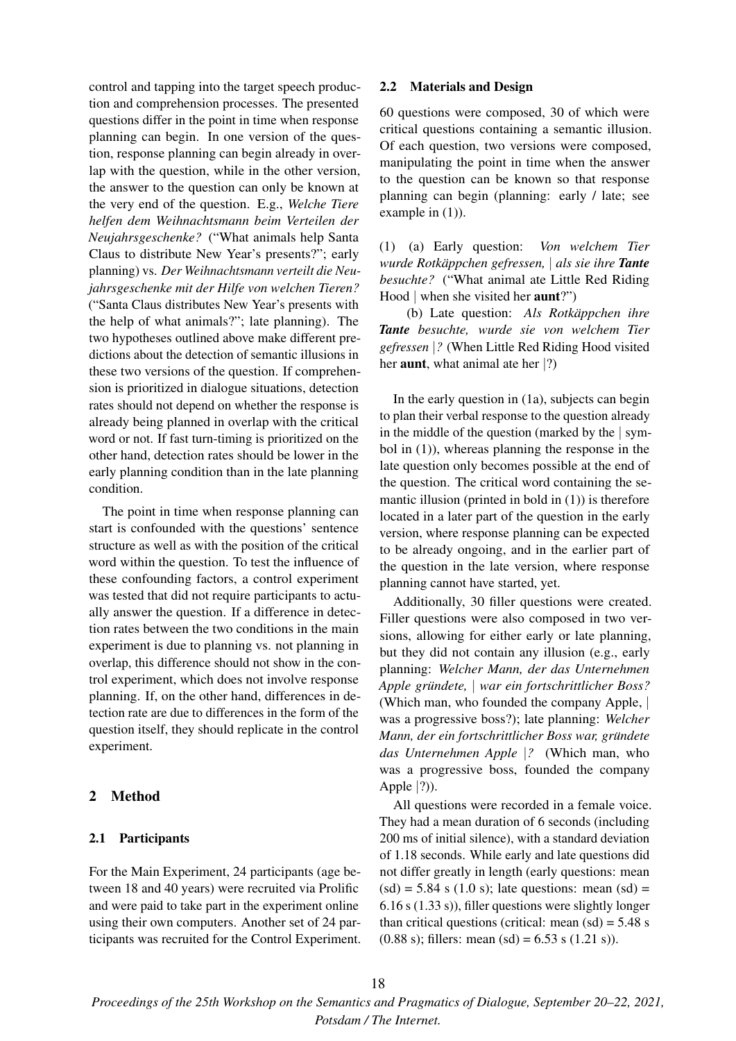control and tapping into the target speech production and comprehension processes. The presented questions differ in the point in time when response planning can begin. In one version of the question, response planning can begin already in overlap with the question, while in the other version, the answer to the question can only be known at the very end of the question. E.g., *Welche Tiere helfen dem Weihnachtsmann beim Verteilen der Neujahrsgeschenke?* ("What animals help Santa Claus to distribute New Year's presents?"; early planning) vs. *Der Weihnachtsmann verteilt die Neujahrsgeschenke mit der Hilfe von welchen Tieren?* ("Santa Claus distributes New Year's presents with the help of what animals?"; late planning). The two hypotheses outlined above make different predictions about the detection of semantic illusions in these two versions of the question. If comprehension is prioritized in dialogue situations, detection rates should not depend on whether the response is already being planned in overlap with the critical word or not. If fast turn-timing is prioritized on the other hand, detection rates should be lower in the early planning condition than in the late planning condition.

The point in time when response planning can start is confounded with the questions' sentence structure as well as with the position of the critical word within the question. To test the influence of these confounding factors, a control experiment was tested that did not require participants to actually answer the question. If a difference in detection rates between the two conditions in the main experiment is due to planning vs. not planning in overlap, this difference should not show in the control experiment, which does not involve response planning. If, on the other hand, differences in detection rate are due to differences in the form of the question itself, they should replicate in the control experiment.

## 2 Method

### 2.1 Participants

For the Main Experiment, 24 participants (age between 18 and 40 years) were recruited via Prolific and were paid to take part in the experiment online using their own computers. Another set of 24 participants was recruited for the Control Experiment.

### 2.2 Materials and Design

60 questions were composed, 30 of which were critical questions containing a semantic illusion. Of each question, two versions were composed, manipulating the point in time when the answer to the question can be known so that response planning can begin (planning: early / late; see example in (1)).

(1) (a) Early question: *Von welchem Tier wurde Rotkäppchen gefressen, | als sie ihre* ***Tante*** *besuchte?* ("What animal ate Little Red Riding Hood | when she visited her **aunt**?")

(b) Late question: *Als Rotkäppchen ihre* ***Tante*** *besuchte, wurde sie von welchem Tier gefressen |?* (When Little Red Riding Hood visited her **aunt**, what animal ate her |?)

In the early question in (1a), subjects can begin to plan their verbal response to the question already in the middle of the question (marked by the | symbol in (1)), whereas planning the response in the late question only becomes possible at the end of the question. The critical word containing the semantic illusion (printed in bold in (1)) is therefore located in a later part of the question in the early version, where response planning can be expected to be already ongoing, and in the earlier part of the question in the late version, where response planning cannot have started, yet.

Additionally, 30 filler questions were created. Filler questions were also composed in two versions, allowing for either early or late planning, but they did not contain any illusion (e.g., early planning: *Welcher Mann, der das Unternehmen Apple gründete, | war ein fortschrittlicher Boss?* (Which man, who founded the company Apple, | was a progressive boss?); late planning: *Welcher Mann, der ein fortschrittlicher Boss war, gründete das Unternehmen Apple |?* (Which man, who was a progressive boss, founded the company Apple |?)).

All questions were recorded in a female voice. They had a mean duration of 6 seconds (including 200 ms of initial silence), with a standard deviation of 1.18 seconds. While early and late questions did not differ greatly in length (early questions: mean (sd) = 5.84 s (1.0 s); late questions: mean (sd) = 6.16 s (1.33 s)), filler questions were slightly longer than critical questions (critical: mean (sd) = 5.48 s (0.88 s); fillers: mean (sd) = 6.53 s (1.21 s)).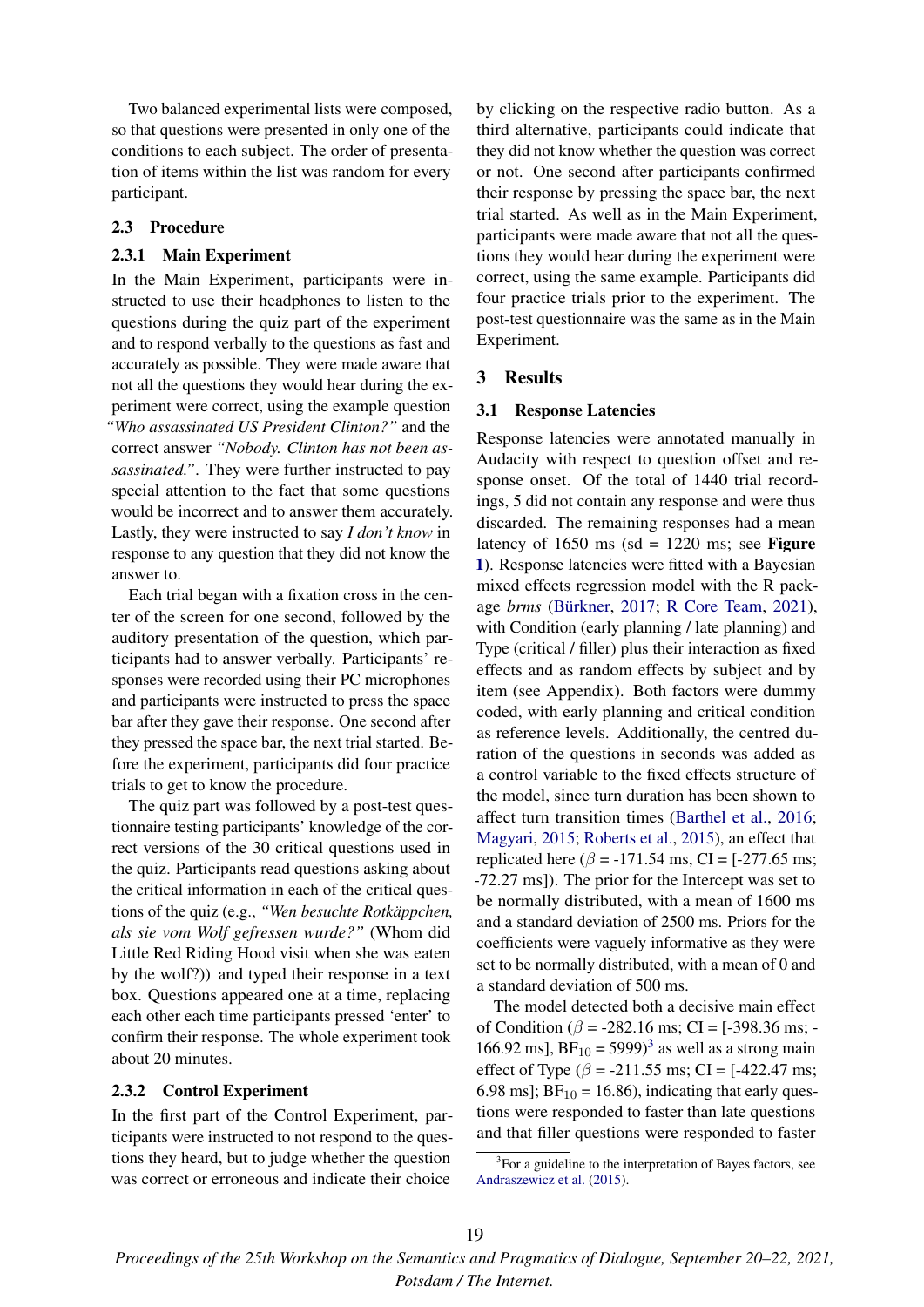Two balanced experimental lists were composed, so that questions were presented in only one of the conditions to each subject. The order of presentation of items within the list was random for every participant.

### 2.3 Procedure

#### 2.3.1 Main Experiment

In the Main Experiment, participants were instructed to use their headphones to listen to the questions during the quiz part of the experiment and to respond verbally to the questions as fast and accurately as possible. They were made aware that not all the questions they would hear during the experiment were correct, using the example question *"Who assassinated US President Clinton?"* and the correct answer *"Nobody. Clinton has not been assassinated."*. They were further instructed to pay special attention to the fact that some questions would be incorrect and to answer them accurately. Lastly, they were instructed to say *I don't know* in response to any question that they did not know the answer to.

Each trial began with a fixation cross in the center of the screen for one second, followed by the auditory presentation of the question, which participants had to answer verbally. Participants' responses were recorded using their PC microphones and participants were instructed to press the space bar after they gave their response. One second after they pressed the space bar, the next trial started. Before the experiment, participants did four practice trials to get to know the procedure.

The quiz part was followed by a post-test questionnaire testing participants' knowledge of the correct versions of the 30 critical questions used in the quiz. Participants read questions asking about the critical information in each of the critical questions of the quiz (e.g., *"Wen besuchte Rotkäppchen, als sie vom Wolf gefressen wurde?"* (Whom did Little Red Riding Hood visit when she was eaten by the wolf?)) and typed their response in a text box. Questions appeared one at a time, replacing each other each time participants pressed 'enter' to confirm their response. The whole experiment took about 20 minutes.

#### 2.3.2 Control Experiment

In the first part of the Control Experiment, participants were instructed to not respond to the questions they heard, but to judge whether the question was correct or erroneous and indicate their choice by clicking on the respective radio button. As a third alternative, participants could indicate that they did not know whether the question was correct or not. One second after participants confirmed their response by pressing the space bar, the next trial started. As well as in the Main Experiment, participants were made aware that not all the questions they would hear during the experiment were correct, using the same example. Participants did four practice trials prior to the experiment. The post-test questionnaire was the same as in the Main Experiment.

## 3 Results

### 3.1 Response Latencies

Response latencies were annotated manually in Audacity with respect to question offset and response onset. Of the total of 1440 trial recordings, 5 did not contain any response and were thus discarded. The remaining responses had a mean latency of 1650 ms (sd = 1220 ms; see **Figure 1**). Response latencies were fitted with a Bayesian mixed effects regression model with the R package *brms* (Bürkner, 2017; R Core Team, 2021), with Condition (early planning / late planning) and Type (critical / filler) plus their interaction as fixed effects and as random effects by subject and by item (see Appendix). Both factors were dummy coded, with early planning and critical condition as reference levels. Additionally, the centred duration of the questions in seconds was added as a control variable to the fixed effects structure of the model, since turn duration has been shown to affect turn transition times (Barthel et al., 2016; Magyari, 2015; Roberts et al., 2015), an effect that replicated here ($\beta$ = -171.54 ms, CI = [-277.65 ms; -72.27 ms]). The prior for the Intercept was set to be normally distributed, with a mean of 1600 ms and a standard deviation of 2500 ms. Priors for the coefficients were vaguely informative as they were set to be normally distributed, with a mean of 0 and a standard deviation of 500 ms.

The model detected both a decisive main effect of Condition ($\beta$ = -282.16 ms; CI = [-398.36 ms; -166.92 ms], $BF_{10}$ = 5999)[3] as well as a strong main effect of Type ($\beta$ = -211.55 ms; CI = [-422.47 ms; 6.98 ms]; $BF_{10}$ = 16.86), indicating that early questions were responded to faster than late questions and that filler questions were responded to faster

[3] For a guideline to the interpretation of Bayes factors, see Andraszewicz et al. (2015).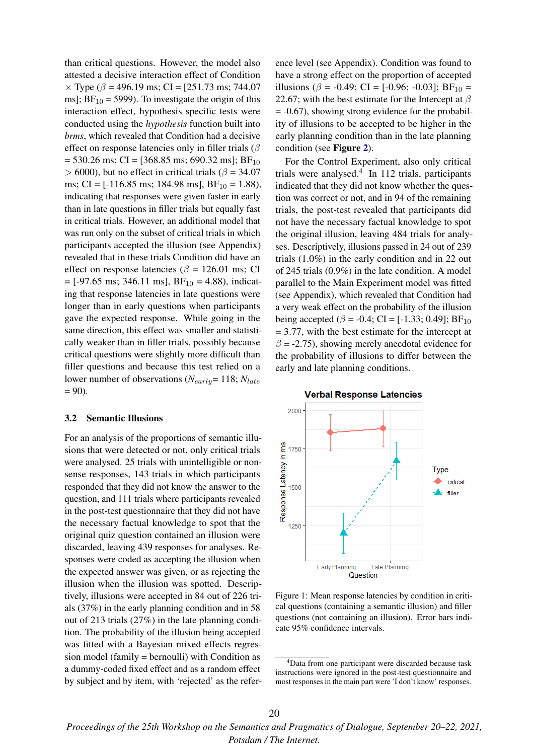than critical questions. However, the model also attested a decisive interaction effect of Condition × Type ($\beta$ = 496.19 ms; CI = [251.73 ms; 744.07 ms]; $BF_{10}$ = 5999). To investigate the origin of this interaction effect, hypothesis specific tests were conducted using the *hypothesis* function built into *brms*, which revealed that Condition had a decisive effect on response latencies only in filler trials ($\beta$ = 530.26 ms; CI = [368.85 ms; 690.32 ms]; $BF_{10}$ > 6000), but no effect in critical trials ($\beta$ = 34.07 ms; CI = [-116.85 ms; 184.98 ms], $BF_{10}$ = 1.88), indicating that responses were given faster in early than in late questions in filler trials but equally fast in critical trials. However, an additional model that was run only on the subset of critical trials in which participants accepted the illusion (see Appendix) revealed that in these trials Condition did have an effect on response latencies ($\beta$ = 126.01 ms; CI = [-97.65 ms; 346.11 ms], $BF_{10}$ = 4.88), indicating that response latencies in late questions were longer than in early questions when participants gave the expected response. While going in the same direction, this effect was smaller and statistically weaker than in filler trials, possibly because critical questions were slightly more difficult than filler questions and because this test relied on a lower number of observations ($N_{early}$= 118; $N_{late}$ = 90).

### 3.2 Semantic Illusions

For an analysis of the proportions of semantic illusions that were detected or not, only critical trials were analysed. 25 trials with unintelligible or nonsense responses, 143 trials in which participants responded that they did not know the answer to the question, and 111 trials where participants revealed in the post-test questionnaire that they did not have the necessary factual knowledge to spot that the original quiz question contained an illusion were discarded, leaving 439 responses for analyses. Responses were coded as accepting the illusion when the expected answer was given, or as rejecting the illusion when the illusion was spotted. Descriptively, illusions were accepted in 84 out of 226 trials (37%) in the early planning condition and in 58 out of 213 trials (27%) in the late planning condition. The probability of the illusion being accepted was fitted with a Bayesian mixed effects regression model (family = bernoulli) with Condition as a dummy-coded fixed effect and as a random effect by subject and by item, with 'rejected' as the reference level (see Appendix). Condition was found to have a strong effect on the proportion of accepted illusions ($\beta$ = -0.49; CI = [-0.96; -0.03]; $BF_{10}$ = 22.67; with the best estimate for the Intercept at $\beta$ = -0.67), showing strong evidence for the probability of illusions to be accepted to be higher in the early planning condition than in the late planning condition (see **Figure 2**).

For the Control Experiment, also only critical trials were analysed.[4] In 112 trials, participants indicated that they did not know whether the question was correct or not, and in 94 of the remaining trials, the post-test revealed that participants did not have the necessary factual knowledge to spot the original illusion, leaving 484 trials for analyses. Descriptively, illusions passed in 24 out of 239 trials (1.0%) in the early condition and in 22 out of 245 trials (0.9%) in the late condition. A model parallel to the Main Experiment model was fitted (see Appendix), which revealed that Condition had a very weak effect on the probability of the illusion being accepted ($\beta$ = -0.4; CI = [-1.33; 0.49]; $BF_{10}$ = 3.77, with the best estimate for the intercept at $\beta$ = -2.75), showing merely anecdotal evidence for the probability of illusions to differ between the early and late planning conditions.

Figure 1: Mean response latencies by condition in critical questions (containing a semantic illusion) and filler questions (not containing an illusion). Error bars indicate 95% confidence intervals.

[4] Data from one participant were discarded because task instructions were ignored in the post-test questionnaire and most responses in the main part were 'I don't know' responses.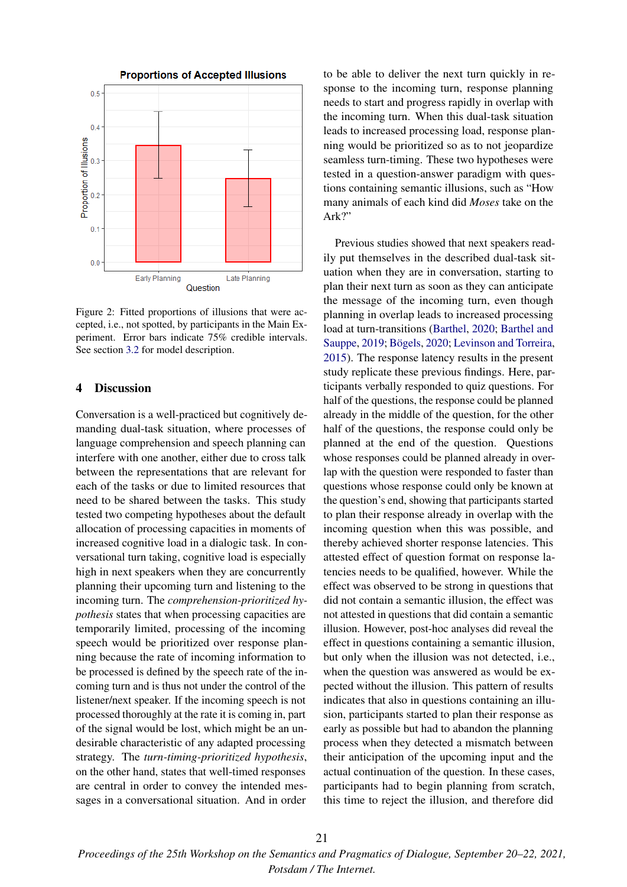Figure 2: Fitted proportions of illusions that were accepted, i.e., not spotted, by participants in the Main Experiment. Error bars indicate 75% credible intervals. See section 3.2 for model description.

## 4 Discussion

Conversation is a well-practiced but cognitively demanding dual-task situation, where processes of language comprehension and speech planning can interfere with one another, either due to cross talk between the representations that are relevant for each of the tasks or due to limited resources that need to be shared between the tasks. This study tested two competing hypotheses about the default allocation of processing capacities in moments of increased cognitive load in a dialogic task. In conversational turn taking, cognitive load is especially high in next speakers when they are concurrently planning their upcoming turn and listening to the incoming turn. The *comprehension-prioritized hypothesis* states that when processing capacities are temporarily limited, processing of the incoming speech would be prioritized over response planning because the rate of incoming information to be processed is defined by the speech rate of the incoming turn and is thus not under the control of the listener/next speaker. If the incoming speech is not processed thoroughly at the rate it is coming in, part of the signal would be lost, which might be an undesirable characteristic of any adapted processing strategy. The *turn-timing-prioritized hypothesis*, on the other hand, states that well-timed responses are central in order to convey the intended messages in a conversational situation. And in order to be able to deliver the next turn quickly in response to the incoming turn, response planning needs to start and progress rapidly in overlap with the incoming turn. When this dual-task situation leads to increased processing load, response planning would be prioritized so as to not jeopardize seamless turn-timing. These two hypotheses were tested in a question-answer paradigm with questions containing semantic illusions, such as "How many animals of each kind did *Moses* take on the Ark?"

Previous studies showed that next speakers readily put themselves in the described dual-task situation when they are in conversation, starting to plan their next turn as soon as they can anticipate the message of the incoming turn, even though planning in overlap leads to increased processing load at turn-transitions (Barthel, 2020; Barthel and Sauppe, 2019; Bögels, 2020; Levinson and Torreira, 2015). The response latency results in the present study replicate these previous findings. Here, participants verbally responded to quiz questions. For half of the questions, the response could be planned already in the middle of the question, for the other half of the questions, the response could only be planned at the end of the question. Questions whose responses could be planned already in overlap with the question were responded to faster than questions whose response could only be known at the question's end, showing that participants started to plan their response already in overlap with the incoming question when this was possible, and thereby achieved shorter response latencies. This attested effect of question format on response latencies needs to be qualified, however. While the effect was observed to be strong in questions that did not contain a semantic illusion, the effect was not attested in questions that did contain a semantic illusion. However, post-hoc analyses did reveal the effect in questions containing a semantic illusion, but only when the illusion was not detected, i.e., when the question was answered as would be expected without the illusion. This pattern of results indicates that also in questions containing an illusion, participants started to plan their response as early as possible but had to abandon the planning process when they detected a mismatch between their anticipation of the upcoming input and the actual continuation of the question. In these cases, participants had to begin planning from scratch, this time to reject the illusion, and therefore did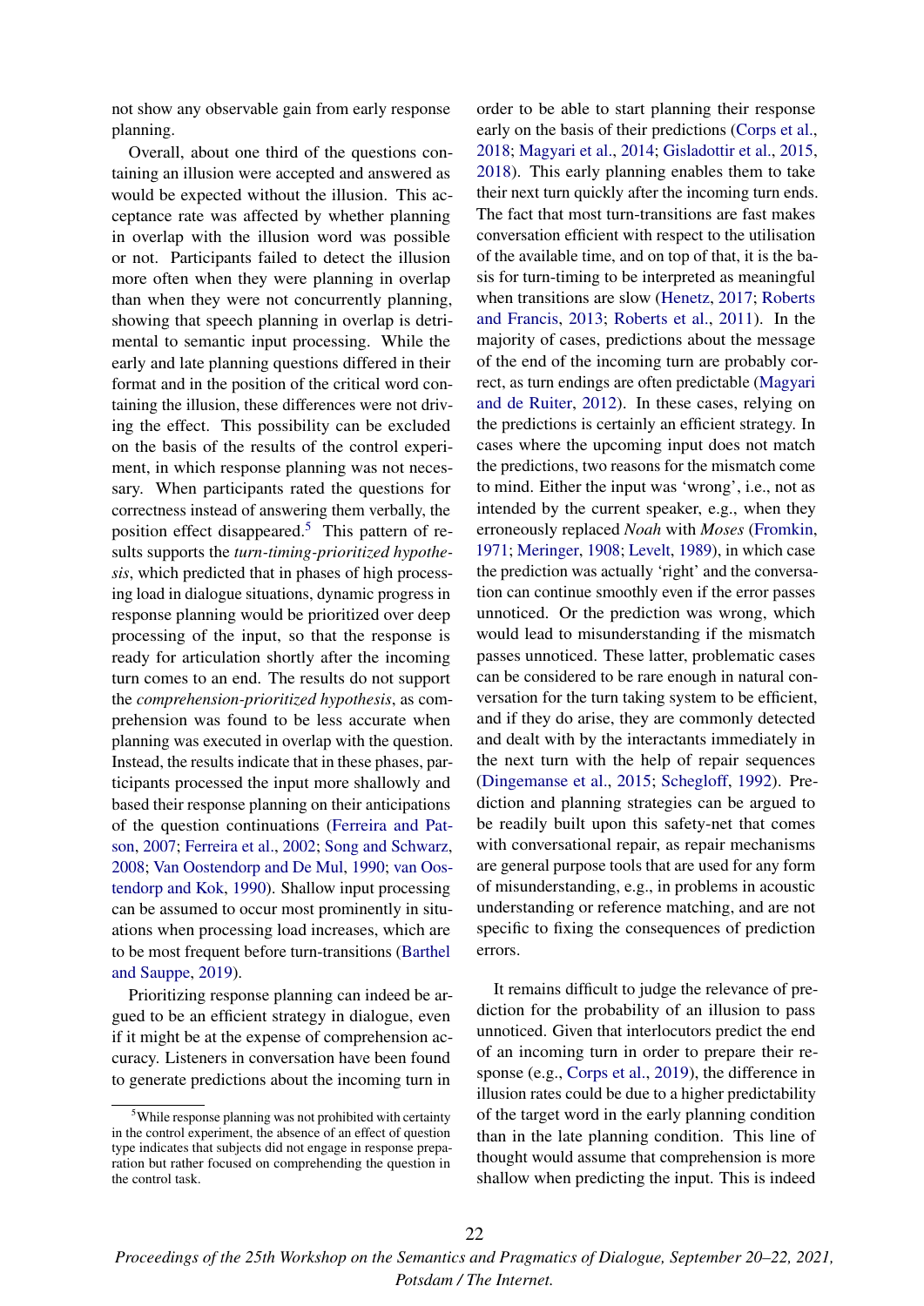not show any observable gain from early response planning.

Overall, about one third of the questions containing an illusion were accepted and answered as would be expected without the illusion. This acceptance rate was affected by whether planning in overlap with the illusion word was possible or not. Participants failed to detect the illusion more often when they were planning in overlap than when they were not concurrently planning, showing that speech planning in overlap is detrimental to semantic input processing. While the early and late planning questions differed in their format and in the position of the critical word containing the illusion, these differences were not driving the effect. This possibility can be excluded on the basis of the results of the control experiment, in which response planning was not necessary. When participants rated the questions for correctness instead of answering them verbally, the position effect disappeared.[5] This pattern of results supports the *turn-timing-prioritized hypothesis*, which predicted that in phases of high processing load in dialogue situations, dynamic progress in response planning would be prioritized over deep processing of the input, so that the response is ready for articulation shortly after the incoming turn comes to an end. The results do not support the *comprehension-prioritized hypothesis*, as comprehension was found to be less accurate when planning was executed in overlap with the question. Instead, the results indicate that in these phases, participants processed the input more shallowly and based their response planning on their anticipations of the question continuations (Ferreira and Patson, 2007; Ferreira et al., 2002; Song and Schwarz, 2008; Van Oostendorp and De Mul, 1990; van Oostendorp and Kok, 1990). Shallow input processing can be assumed to occur most prominently in situations when processing load increases, which are to be most frequent before turn-transitions (Barthel and Sauppe, 2019).

Prioritizing response planning can indeed be argued to be an efficient strategy in dialogue, even if it might be at the expense of comprehension accuracy. Listeners in conversation have been found to generate predictions about the incoming turn in order to be able to start planning their response early on the basis of their predictions (Corps et al., 2018; Magyari et al., 2014; Gisladottir et al., 2015, 2018). This early planning enables them to take their next turn quickly after the incoming turn ends. The fact that most turn-transitions are fast makes conversation efficient with respect to the utilisation of the available time, and on top of that, it is the basis for turn-timing to be interpreted as meaningful when transitions are slow (Henetz, 2017; Roberts and Francis, 2013; Roberts et al., 2011). In the majority of cases, predictions about the message of the end of the incoming turn are probably correct, as turn endings are often predictable (Magyari and de Ruiter, 2012). In these cases, relying on the predictions is certainly an efficient strategy. In cases where the upcoming input does not match the predictions, two reasons for the mismatch come to mind. Either the input was 'wrong', i.e., not as intended by the current speaker, e.g., when they erroneously replaced *Noah* with *Moses* (Fromkin, 1971; Meringer, 1908; Levelt, 1989), in which case the prediction was actually 'right' and the conversation can continue smoothly even if the error passes unnoticed. Or the prediction was wrong, which would lead to misunderstanding if the mismatch passes unnoticed. These latter, problematic cases can be considered to be rare enough in natural conversation for the turn taking system to be efficient, and if they do arise, they are commonly detected and dealt with by the interactants immediately in the next turn with the help of repair sequences (Dingemanse et al., 2015; Schegloff, 1992). Prediction and planning strategies can be argued to be readily built upon this safety-net that comes with conversational repair, as repair mechanisms are general purpose tools that are used for any form of misunderstanding, e.g., in problems in acoustic understanding or reference matching, and are not specific to fixing the consequences of prediction errors.

It remains difficult to judge the relevance of prediction for the probability of an illusion to pass unnoticed. Given that interlocutors predict the end of an incoming turn in order to prepare their response (e.g., Corps et al., 2019), the difference in illusion rates could be due to a higher predictability of the target word in the early planning condition than in the late planning condition. This line of thought would assume that comprehension is more shallow when predicting the input. This is indeed

[5] While response planning was not prohibited with certainty in the control experiment, the absence of an effect of question type indicates that subjects did not engage in response preparation but rather focused on comprehending the question in the control task.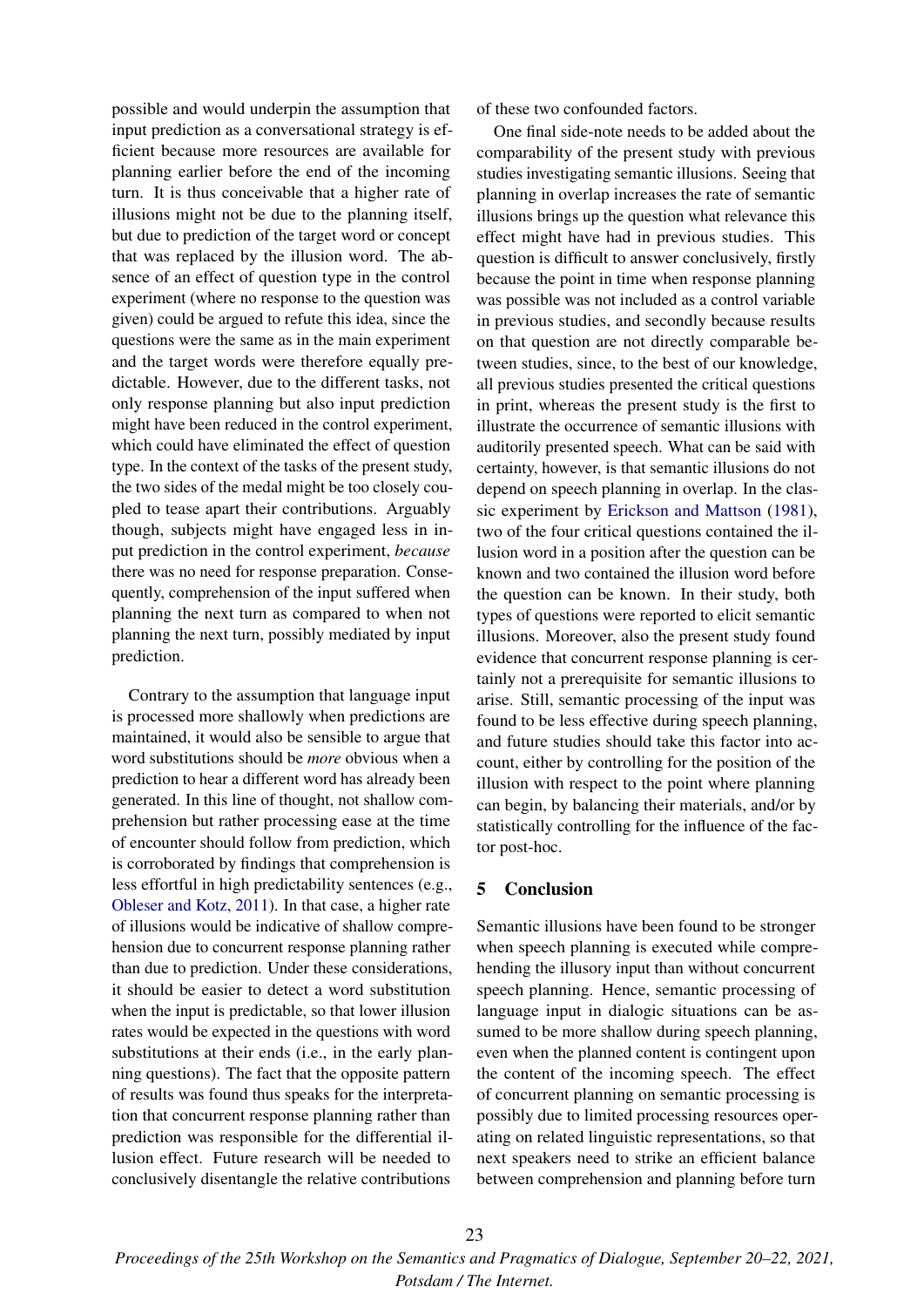possible and would underpin the assumption that input prediction as a conversational strategy is efficient because more resources are available for planning earlier before the end of the incoming turn. It is thus conceivable that a higher rate of illusions might not be due to the planning itself, but due to prediction of the target word or concept that was replaced by the illusion word. The absence of an effect of question type in the control experiment (where no response to the question was given) could be argued to refute this idea, since the questions were the same as in the main experiment and the target words were therefore equally predictable. However, due to the different tasks, not only response planning but also input prediction might have been reduced in the control experiment, which could have eliminated the effect of question type. In the context of the tasks of the present study, the two sides of the medal might be too closely coupled to tease apart their contributions. Arguably though, subjects might have engaged less in input prediction in the control experiment, *because* there was no need for response preparation. Consequently, comprehension of the input suffered when planning the next turn as compared to when not planning the next turn, possibly mediated by input prediction.

Contrary to the assumption that language input is processed more shallowly when predictions are maintained, it would also be sensible to argue that word substitutions should be *more* obvious when a prediction to hear a different word has already been generated. In this line of thought, not shallow comprehension but rather processing ease at the time of encounter should follow from prediction, which is corroborated by findings that comprehension is less effortful in high predictability sentences (e.g., Obleser and Kotz, 2011). In that case, a higher rate of illusions would be indicative of shallow comprehension due to concurrent response planning rather than due to prediction. Under these considerations, it should be easier to detect a word substitution when the input is predictable, so that lower illusion rates would be expected in the questions with word substitutions at their ends (i.e., in the early planning questions). The fact that the opposite pattern of results was found thus speaks for the interpretation that concurrent response planning rather than prediction was responsible for the differential illusion effect. Future research will be needed to conclusively disentangle the relative contributions of these two confounded factors.

One final side-note needs to be added about the comparability of the present study with previous studies investigating semantic illusions. Seeing that planning in overlap increases the rate of semantic illusions brings up the question what relevance this effect might have had in previous studies. This question is difficult to answer conclusively, firstly because the point in time when response planning was possible was not included as a control variable in previous studies, and secondly because results on that question are not directly comparable between studies, since, to the best of our knowledge, all previous studies presented the critical questions in print, whereas the present study is the first to illustrate the occurrence of semantic illusions with auditorily presented speech. What can be said with certainty, however, is that semantic illusions do not depend on speech planning in overlap. In the classic experiment by Erickson and Mattson (1981), two of the four critical questions contained the illusion word in a position after the question can be known and two contained the illusion word before the question can be known. In their study, both types of questions were reported to elicit semantic illusions. Moreover, also the present study found evidence that concurrent response planning is certainly not a prerequisite for semantic illusions to arise. Still, semantic processing of the input was found to be less effective during speech planning, and future studies should take this factor into account, either by controlling for the position of the illusion with respect to the point where planning can begin, by balancing their materials, and/or by statistically controlling for the influence of the factor post-hoc.

## 5 Conclusion

Semantic illusions have been found to be stronger when speech planning is executed while comprehending the illusory input than without concurrent speech planning. Hence, semantic processing of language input in dialogic situations can be assumed to be more shallow during speech planning, even when the planned content is contingent upon the content of the incoming speech. The effect of concurrent planning on semantic processing is possibly due to limited processing resources operating on related linguistic representations, so that next speakers need to strike an efficient balance between comprehension and planning before turn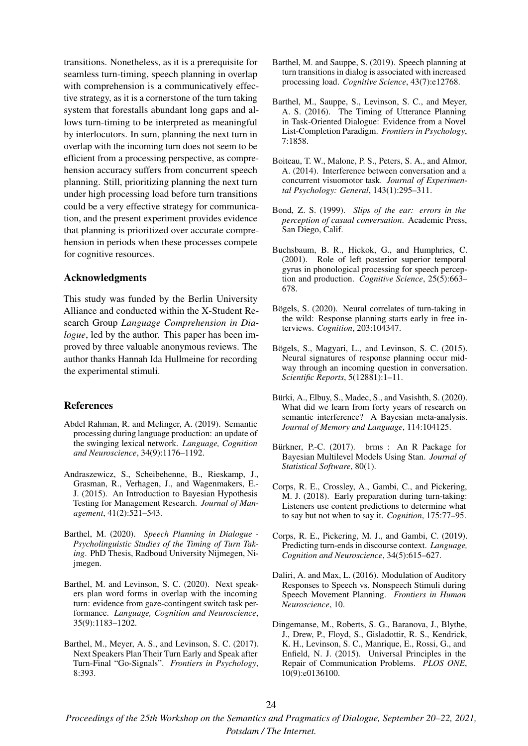transitions. Nonetheless, as it is a prerequisite for seamless turn-timing, speech planning in overlap with comprehension is a communicatively effective strategy, as it is a cornerstone of the turn taking system that forestalls abundant long gaps and allows turn-timing to be interpreted as meaningful by interlocutors. In sum, planning the next turn in overlap with the incoming turn does not seem to be efficient from a processing perspective, as comprehension accuracy suffers from concurrent speech planning. Still, prioritizing planning the next turn under high processing load before turn transitions could be a very effective strategy for communication, and the present experiment provides evidence that planning is prioritized over accurate comprehension in periods when these processes compete for cognitive resources.

## Acknowledgments

This study was funded by the Berlin University Alliance and conducted within the X-Student Research Group *Language Comprehension in Dialogue*, led by the author. This paper has been improved by three valuable anonymous reviews. The author thanks Hannah Ida Hullmeine for recording the experimental stimuli.

## References

Abdel Rahman, R. and Melinger, A. (2019). Semantic processing during language production: an update of the swinging lexical network. *Language, Cognition and Neuroscience*, 34(9):1176–1192.

Andraszewicz, S., Scheibehenne, B., Rieskamp, J., Grasman, R., Verhagen, J., and Wagenmakers, E.-J. (2015). An Introduction to Bayesian Hypothesis Testing for Management Research. *Journal of Management*, 41(2):521–543.

Barthel, M. (2020). *Speech Planning in Dialogue - Psycholinguistic Studies of the Timing of Turn Taking*. PhD Thesis, Radboud University Nijmegen, Nijmegen.

Barthel, M. and Levinson, S. C. (2020). Next speakers plan word forms in overlap with the incoming turn: evidence from gaze-contingent switch task performance. *Language, Cognition and Neuroscience*, 35(9):1183–1202.

Barthel, M., Meyer, A. S., and Levinson, S. C. (2017). Next Speakers Plan Their Turn Early and Speak after Turn-Final "Go-Signals". *Frontiers in Psychology*, 8:393.

Barthel, M. and Sauppe, S. (2019). Speech planning at turn transitions in dialog is associated with increased processing load. *Cognitive Science*, 43(7):e12768.

Barthel, M., Sauppe, S., Levinson, S. C., and Meyer, A. S. (2016). The Timing of Utterance Planning in Task-Oriented Dialogue: Evidence from a Novel List-Completion Paradigm. *Frontiers in Psychology*, 7:1858.

Boiteau, T. W., Malone, P. S., Peters, S. A., and Almor, A. (2014). Interference between conversation and a concurrent visuomotor task. *Journal of Experimental Psychology: General*, 143(1):295–311.

Bond, Z. S. (1999). *Slips of the ear: errors in the perception of casual conversation*. Academic Press, San Diego, Calif.

Buchsbaum, B. R., Hickok, G., and Humphries, C. (2001). Role of left posterior superior temporal gyrus in phonological processing for speech perception and production. *Cognitive Science*, 25(5):663–678.

Bögels, S. (2020). Neural correlates of turn-taking in the wild: Response planning starts early in free interviews. *Cognition*, 203:104347.

Bögels, S., Magyari, L., and Levinson, S. C. (2015). Neural signatures of response planning occur midway through an incoming question in conversation. *Scientific Reports*, 5(12881):1–11.

Bürki, A., Elbuy, S., Madec, S., and Vasishth, S. (2020). What did we learn from forty years of research on semantic interference? A Bayesian meta-analysis. *Journal of Memory and Language*, 114:104125.

Bürkner, P.-C. (2017). brms : An R Package for Bayesian Multilevel Models Using Stan. *Journal of Statistical Software*, 80(1).

Corps, R. E., Crossley, A., Gambi, C., and Pickering, M. J. (2018). Early preparation during turn-taking: Listeners use content predictions to determine what to say but not when to say it. *Cognition*, 175:77–95.

Corps, R. E., Pickering, M. J., and Gambi, C. (2019). Predicting turn-ends in discourse context. *Language, Cognition and Neuroscience*, 34(5):615–627.

Daliri, A. and Max, L. (2016). Modulation of Auditory Responses to Speech vs. Nonspeech Stimuli during Speech Movement Planning. *Frontiers in Human Neuroscience*, 10.

Dingemanse, M., Roberts, S. G., Baranova, J., Blythe, J., Drew, P., Floyd, S., Gisladottir, R. S., Kendrick, K. H., Levinson, S. C., Manrique, E., Rossi, G., and Enfield, N. J. (2015). Universal Principles in the Repair of Communication Problems. *PLOS ONE*, 10(9):e0136100.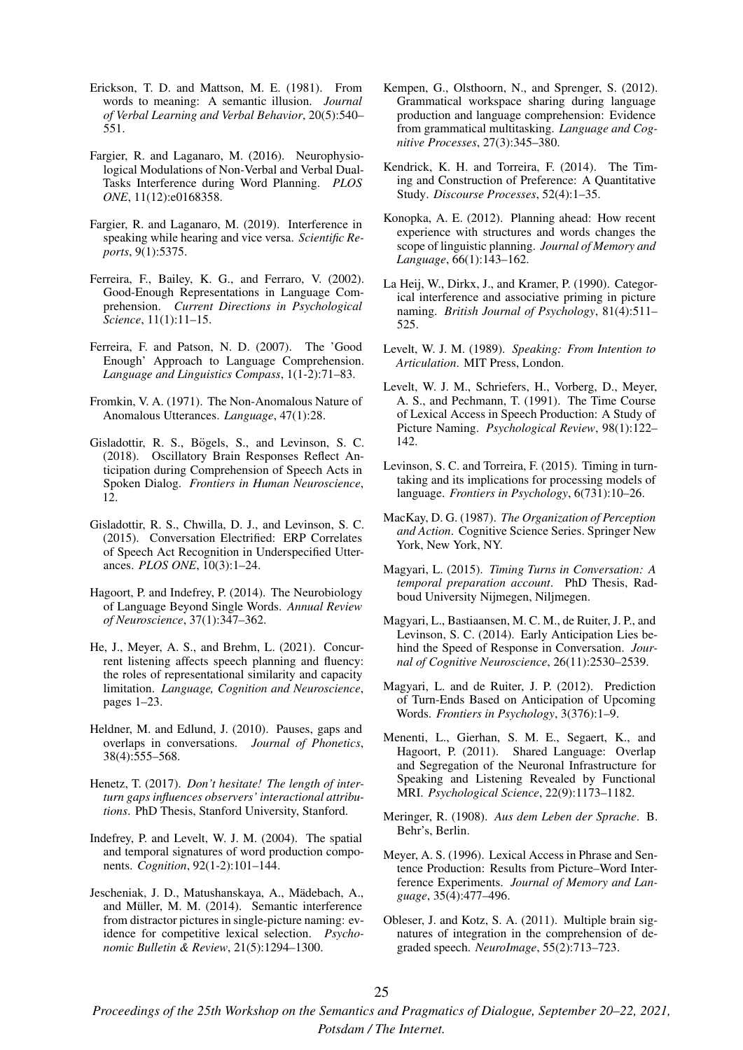Erickson, T. D. and Mattson, M. E. (1981). From words to meaning: A semantic illusion. *Journal of Verbal Learning and Verbal Behavior*, 20(5):540–551.

Fargier, R. and Laganaro, M. (2016). Neurophysiological Modulations of Non-Verbal and Verbal Dual-Tasks Interference during Word Planning. *PLOS ONE*, 11(12):e0168358.

Fargier, R. and Laganaro, M. (2019). Interference in speaking while hearing and vice versa. *Scientific Reports*, 9(1):5375.

Ferreira, F., Bailey, K. G., and Ferraro, V. (2002). Good-Enough Representations in Language Comprehension. *Current Directions in Psychological Science*, 11(1):11–15.

Ferreira, F. and Patson, N. D. (2007). The 'Good Enough' Approach to Language Comprehension. *Language and Linguistics Compass*, 1(1-2):71–83.

Fromkin, V. A. (1971). The Non-Anomalous Nature of Anomalous Utterances. *Language*, 47(1):28.

Gisladottir, R. S., Bögels, S., and Levinson, S. C. (2018). Oscillatory Brain Responses Reflect Anticipation during Comprehension of Speech Acts in Spoken Dialog. *Frontiers in Human Neuroscience*, 12.

Gisladottir, R. S., Chwilla, D. J., and Levinson, S. C. (2015). Conversation Electrified: ERP Correlates of Speech Act Recognition in Underspecified Utterances. *PLOS ONE*, 10(3):1–24.

Hagoort, P. and Indefrey, P. (2014). The Neurobiology of Language Beyond Single Words. *Annual Review of Neuroscience*, 37(1):347–362.

He, J., Meyer, A. S., and Brehm, L. (2021). Concurrent listening affects speech planning and fluency: the roles of representational similarity and capacity limitation. *Language, Cognition and Neuroscience*, pages 1–23.

Heldner, M. and Edlund, J. (2010). Pauses, gaps and overlaps in conversations. *Journal of Phonetics*, 38(4):555–568.

Henetz, T. (2017). *Don't hesitate! The length of inter-turn gaps influences observers' interactional attributions*. PhD Thesis, Stanford University, Stanford.

Indefrey, P. and Levelt, W. J. M. (2004). The spatial and temporal signatures of word production components. *Cognition*, 92(1-2):101–144.

Jescheniak, J. D., Matushanskaya, A., Mädebach, A., and Müller, M. M. (2014). Semantic interference from distractor pictures in single-picture naming: evidence for competitive lexical selection. *Psychonomic Bulletin & Review*, 21(5):1294–1300.

Kempen, G., Olsthoorn, N., and Sprenger, S. (2012). Grammatical workspace sharing during language production and language comprehension: Evidence from grammatical multitasking. *Language and Cognitive Processes*, 27(3):345–380.

Kendrick, K. H. and Torreira, F. (2014). The Timing and Construction of Preference: A Quantitative Study. *Discourse Processes*, 52(4):1–35.

Konopka, A. E. (2012). Planning ahead: How recent experience with structures and words changes the scope of linguistic planning. *Journal of Memory and Language*, 66(1):143–162.

La Heij, W., Dirkx, J., and Kramer, P. (1990). Categorical interference and associative priming in picture naming. *British Journal of Psychology*, 81(4):511–525.

Levelt, W. J. M. (1989). *Speaking: From Intention to Articulation*. MIT Press, London.

Levelt, W. J. M., Schriefers, H., Vorberg, D., Meyer, A. S., and Pechmann, T. (1991). The Time Course of Lexical Access in Speech Production: A Study of Picture Naming. *Psychological Review*, 98(1):122–142.

Levinson, S. C. and Torreira, F. (2015). Timing in turn-taking and its implications for processing models of language. *Frontiers in Psychology*, 6(731):10–26.

MacKay, D. G. (1987). *The Organization of Perception and Action*. Cognitive Science Series. Springer New York, New York, NY.

Magyari, L. (2015). *Timing Turns in Conversation: A temporal preparation account*. PhD Thesis, Radboud University Nijmegen, Niljmegen.

Magyari, L., Bastiaansen, M. C. M., de Ruiter, J. P., and Levinson, S. C. (2014). Early Anticipation Lies behind the Speed of Response in Conversation. *Journal of Cognitive Neuroscience*, 26(11):2530–2539.

Magyari, L. and de Ruiter, J. P. (2012). Prediction of Turn-Ends Based on Anticipation of Upcoming Words. *Frontiers in Psychology*, 3(376):1–9.

Menenti, L., Gierhan, S. M. E., Segaert, K., and Hagoort, P. (2011). Shared Language: Overlap and Segregation of the Neuronal Infrastructure for Speaking and Listening Revealed by Functional MRI. *Psychological Science*, 22(9):1173–1182.

Meringer, R. (1908). *Aus dem Leben der Sprache*. B. Behr's, Berlin.

Meyer, A. S. (1996). Lexical Access in Phrase and Sentence Production: Results from Picture–Word Interference Experiments. *Journal of Memory and Language*, 35(4):477–496.

Obleser, J. and Kotz, S. A. (2011). Multiple brain signatures of integration in the comprehension of degraded speech. *NeuroImage*, 55(2):713–723.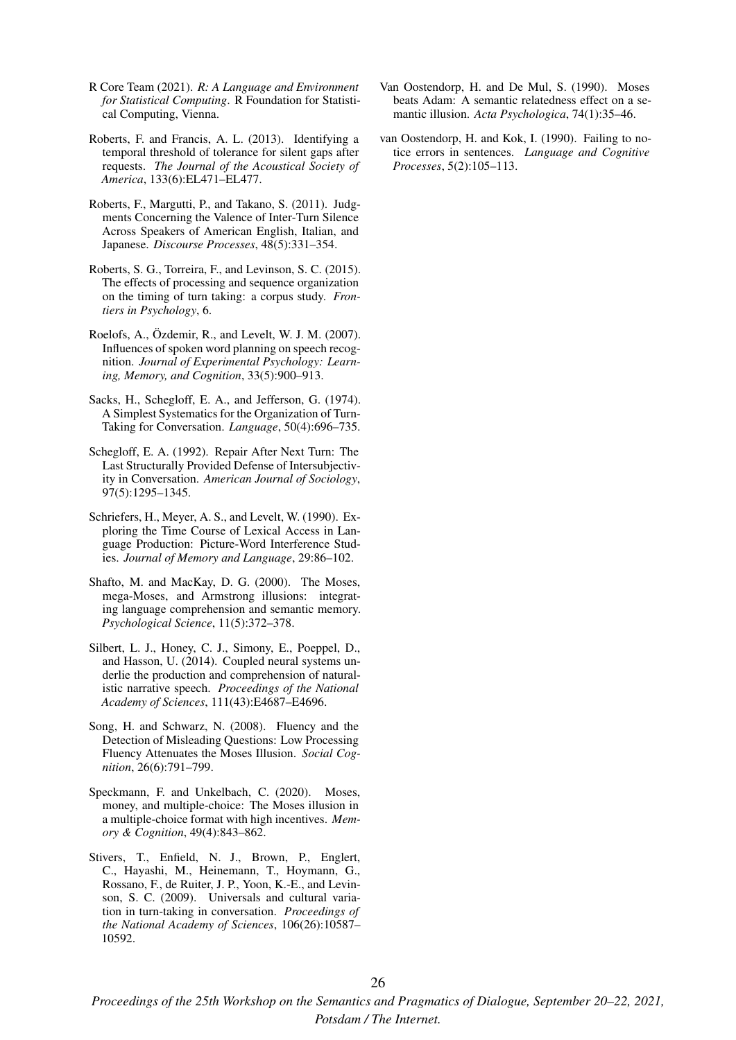R Core Team (2021). *R: A Language and Environment for Statistical Computing*. R Foundation for Statistical Computing, Vienna.

Roberts, F. and Francis, A. L. (2013). Identifying a temporal threshold of tolerance for silent gaps after requests. *The Journal of the Acoustical Society of America*, 133(6):EL471–EL477.

Roberts, F., Margutti, P., and Takano, S. (2011). Judgments Concerning the Valence of Inter-Turn Silence Across Speakers of American English, Italian, and Japanese. *Discourse Processes*, 48(5):331–354.

Roberts, S. G., Torreira, F., and Levinson, S. C. (2015). The effects of processing and sequence organization on the timing of turn taking: a corpus study. *Frontiers in Psychology*, 6.

Roelofs, A., Özdemir, R., and Levelt, W. J. M. (2007). Influences of spoken word planning on speech recognition. *Journal of Experimental Psychology: Learning, Memory, and Cognition*, 33(5):900–913.

Sacks, H., Schegloff, E. A., and Jefferson, G. (1974). A Simplest Systematics for the Organization of Turn-Taking for Conversation. *Language*, 50(4):696–735.

Schegloff, E. A. (1992). Repair After Next Turn: The Last Structurally Provided Defense of Intersubjectivity in Conversation. *American Journal of Sociology*, 97(5):1295–1345.

Schriefers, H., Meyer, A. S., and Levelt, W. (1990). Exploring the Time Course of Lexical Access in Language Production: Picture-Word Interference Studies. *Journal of Memory and Language*, 29:86–102.

Shafto, M. and MacKay, D. G. (2000). The Moses, mega-Moses, and Armstrong illusions: integrating language comprehension and semantic memory. *Psychological Science*, 11(5):372–378.

Silbert, L. J., Honey, C. J., Simony, E., Poeppel, D., and Hasson, U. (2014). Coupled neural systems underlie the production and comprehension of naturalistic narrative speech. *Proceedings of the National Academy of Sciences*, 111(43):E4687–E4696.

Song, H. and Schwarz, N. (2008). Fluency and the Detection of Misleading Questions: Low Processing Fluency Attenuates the Moses Illusion. *Social Cognition*, 26(6):791–799.

Speckmann, F. and Unkelbach, C. (2020). Moses, money, and multiple-choice: The Moses illusion in a multiple-choice format with high incentives. *Memory & Cognition*, 49(4):843–862.

Stivers, T., Enfield, N. J., Brown, P., Englert, C., Hayashi, M., Heinemann, T., Hoymann, G., Rossano, F., de Ruiter, J. P., Yoon, K.-E., and Levinson, S. C. (2009). Universals and cultural variation in turn-taking in conversation. *Proceedings of the National Academy of Sciences*, 106(26):10587–10592.

Van Oostendorp, H. and De Mul, S. (1990). Moses beats Adam: A semantic relatedness effect on a semantic illusion. *Acta Psychologica*, 74(1):35–46.

van Oostendorp, H. and Kok, I. (1990). Failing to notice errors in sentences. *Language and Cognitive Processes*, 5(2):105–113.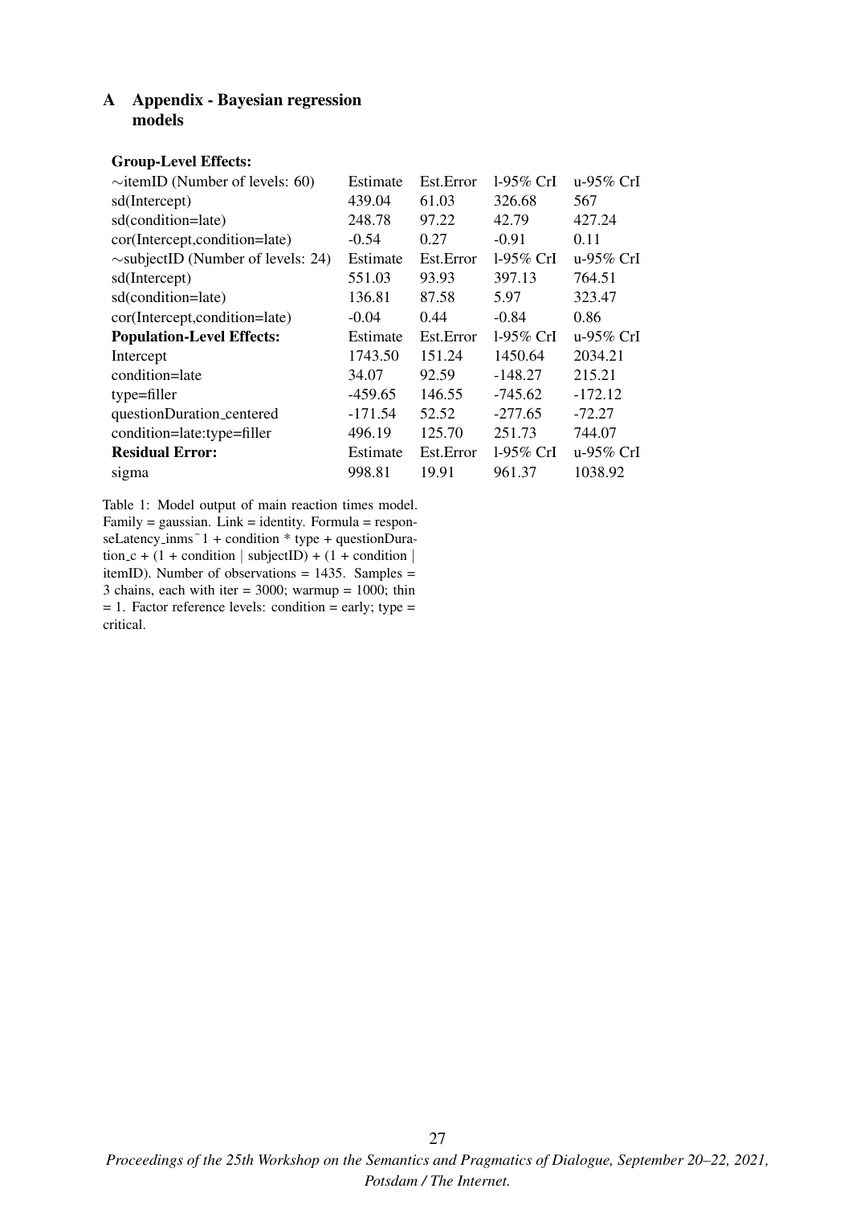# A Appendix - Bayesian regression models

| **Group-Level Effects:** | | | | |
|---|---|---|---|---|
| ~itemID (Number of levels: 60) | Estimate | Est.Error | l-95% CrI | u-95% CrI |
| sd(Intercept) | 439.04 | 61.03 | 326.68 | 567 |
| sd(condition=late) | 248.78 | 97.22 | 42.79 | 427.24 |
| cor(Intercept,condition=late) | -0.54 | 0.27 | -0.91 | 0.11 |
| ~subjectID (Number of levels: 24) | Estimate | Est.Error | l-95% CrI | u-95% CrI |
| sd(Intercept) | 551.03 | 93.93 | 397.13 | 764.51 |
| sd(condition=late) | 136.81 | 87.58 | 5.97 | 323.47 |
| cor(Intercept,condition=late) | -0.04 | 0.44 | -0.84 | 0.86 |
| **Population-Level Effects:** | Estimate | Est.Error | l-95% CrI | u-95% CrI |
| Intercept | 1743.50 | 151.24 | 1450.64 | 2034.21 |
| condition=late | 34.07 | 92.59 | -148.27 | 215.21 |
| type=filler | -459.65 | 146.55 | -745.62 | -172.12 |
| questionDuration_centered | -171.54 | 52.52 | -277.65 | -72.27 |
| condition=late:type=filler | 496.19 | 125.70 | 251.73 | 744.07 |
| **Residual Error:** | Estimate | Est.Error | l-95% CrI | u-95% CrI |
| sigma | 998.81 | 19.91 | 961.37 | 1038.92 |

Table 1: Model output of main reaction times model. Family = gaussian. Link = identity. Formula = responseLatency_inms ˜ 1 + condition * type + questionDuration_c + (1 + condition | subjectID) + (1 + condition | itemID). Number of observations = 1435. Samples = 3 chains, each with iter = 3000; warmup = 1000; thin = 1. Factor reference levels: condition = early; type = critical.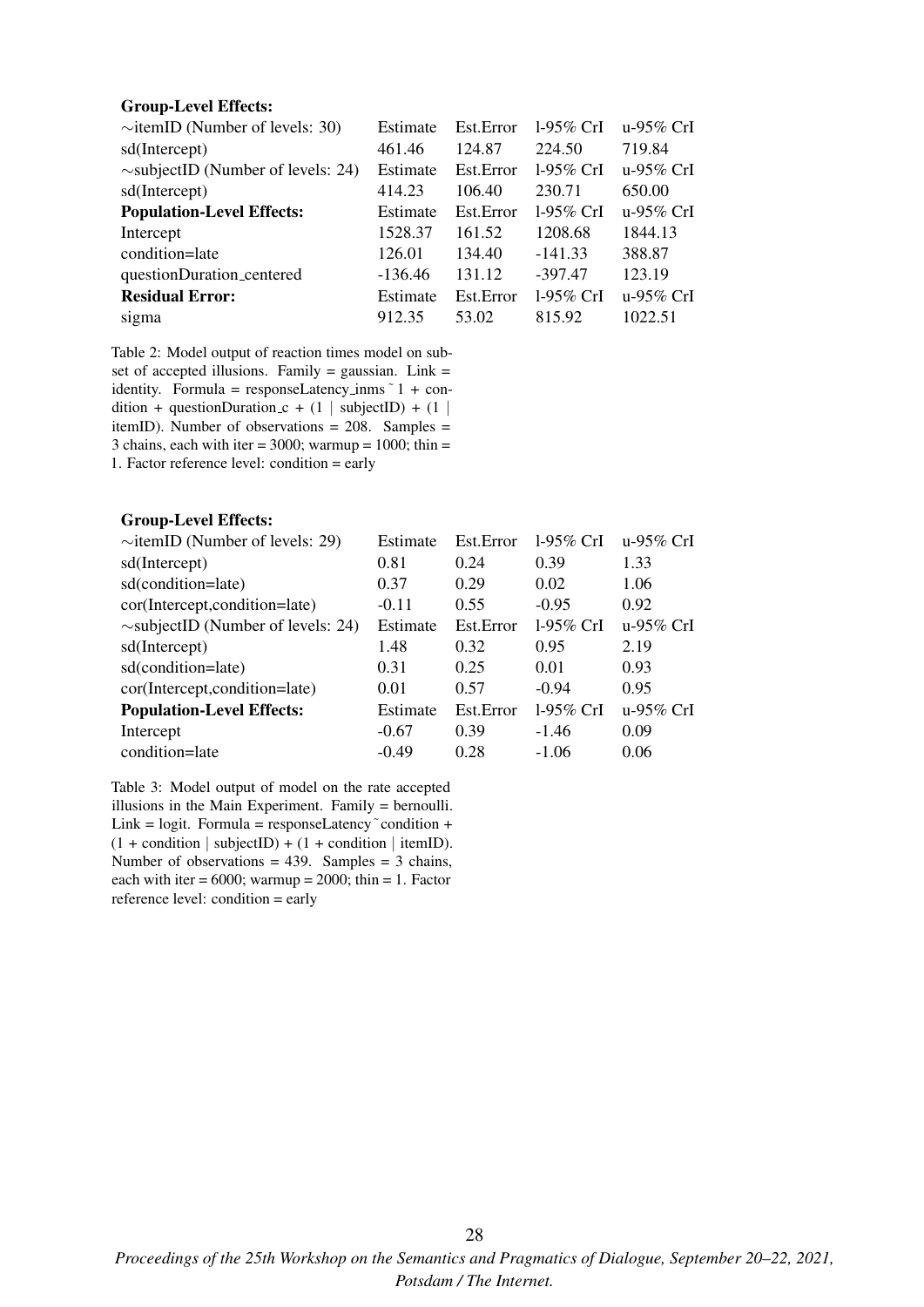| **Group-Level Effects:** | | | | |
|---|---|---|---|---|
| ∼itemID (Number of levels: 30) | Estimate | Est.Error | l-95% CrI | u-95% CrI |
| sd(Intercept) | 461.46 | 124.87 | 224.50 | 719.84 |
| ∼subjectID (Number of levels: 24) | Estimate | Est.Error | l-95% CrI | u-95% CrI |
| sd(Intercept) | 414.23 | 106.40 | 230.71 | 650.00 |
| **Population-Level Effects:** | Estimate | Est.Error | l-95% CrI | u-95% CrI |
| Intercept | 1528.37 | 161.52 | 1208.68 | 1844.13 |
| condition=late | 126.01 | 134.40 | -141.33 | 388.87 |
| questionDuration_centered | -136.46 | 131.12 | -397.47 | 123.19 |
| **Residual Error:** | Estimate | Est.Error | l-95% CrI | u-95% CrI |
| sigma | 912.35 | 53.02 | 815.92 | 1022.51 |

Table 2: Model output of reaction times model on subset of accepted illusions. Family = gaussian. Link = identity. Formula = responseLatency_inms ˜ 1 + condition + questionDuration_c + (1 | subjectID) + (1 | itemID). Number of observations = 208. Samples = 3 chains, each with iter = 3000; warmup = 1000; thin = 1. Factor reference level: condition = early

| **Group-Level Effects:** | | | | |
|---|---|---|---|---|
| ∼itemID (Number of levels: 29) | Estimate | Est.Error | l-95% CrI | u-95% CrI |
| sd(Intercept) | 0.81 | 0.24 | 0.39 | 1.33 |
| sd(condition=late) | 0.37 | 0.29 | 0.02 | 1.06 |
| cor(Intercept,condition=late) | -0.11 | 0.55 | -0.95 | 0.92 |
| ∼subjectID (Number of levels: 24) | Estimate | Est.Error | l-95% CrI | u-95% CrI |
| sd(Intercept) | 1.48 | 0.32 | 0.95 | 2.19 |
| sd(condition=late) | 0.31 | 0.25 | 0.01 | 0.93 |
| cor(Intercept,condition=late) | 0.01 | 0.57 | -0.94 | 0.95 |
| **Population-Level Effects:** | Estimate | Est.Error | l-95% CrI | u-95% CrI |
| Intercept | -0.67 | 0.39 | -1.46 | 0.09 |
| condition=late | -0.49 | 0.28 | -1.06 | 0.06 |

Table 3: Model output of model on the rate accepted illusions in the Main Experiment. Family = bernoulli. Link = logit. Formula = responseLatency ˜ condition + (1 + condition | subjectID) + (1 + condition | itemID). Number of observations = 439. Samples = 3 chains, each with iter = 6000; warmup = 2000; thin = 1. Factor reference level: condition = early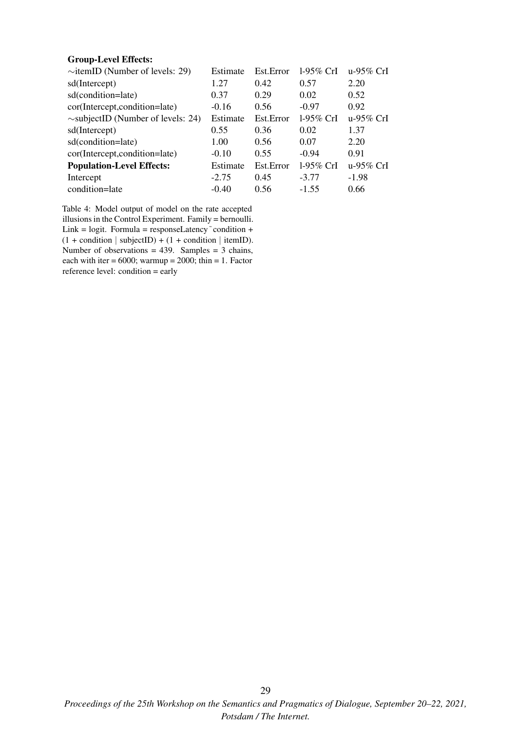| **Group-Level Effects:** | | | | |
|---|---|---|---|---|
| ∼itemID (Number of levels: 29) | Estimate | Est.Error | l-95% CrI | u-95% CrI |
| sd(Intercept) | 1.27 | 0.42 | 0.57 | 2.20 |
| sd(condition=late) | 0.37 | 0.29 | 0.02 | 0.52 |
| cor(Intercept,condition=late) | -0.16 | 0.56 | -0.97 | 0.92 |
| ∼subjectID (Number of levels: 24) | Estimate | Est.Error | l-95% CrI | u-95% CrI |
| sd(Intercept) | 0.55 | 0.36 | 0.02 | 1.37 |
| sd(condition=late) | 1.00 | 0.56 | 0.07 | 2.20 |
| cor(Intercept,condition=late) | -0.10 | 0.55 | -0.94 | 0.91 |
| **Population-Level Effects:** | Estimate | Est.Error | l-95% CrI | u-95% CrI |
| Intercept | -2.75 | 0.45 | -3.77 | -1.98 |
| condition=late | -0.40 | 0.56 | -1.55 | 0.66 |

Table 4: Model output of model on the rate accepted illusions in the Control Experiment. Family = bernoulli. Link = logit. Formula = responseLatency ˜ condition + (1 + condition | subjectID) + (1 + condition | itemID). Number of observations = 439. Samples = 3 chains, each with iter = 6000; warmup = 2000; thin = 1. Factor reference level: condition = early